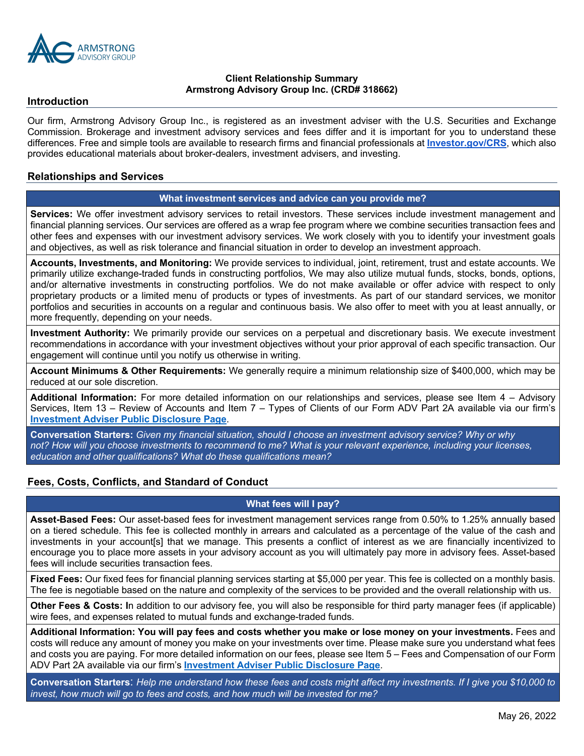ARMSTRONG ADVISORY GROUP

**Client Relationship Summary**
**Armstrong Advisory Group Inc. (CRD# 318662)**

## Introduction

Our firm, Armstrong Advisory Group Inc., is registered as an investment adviser with the U.S. Securities and Exchange Commission. Brokerage and investment advisory services and fees differ and it is important for you to understand these differences. Free and simple tools are available to research firms and financial professionals at **Investor.gov/CRS**, which also provides educational materials about broker-dealers, investment advisers, and investing.

## Relationships and Services

### What investment services and advice can you provide me?

**Services:** We offer investment advisory services to retail investors. These services include investment management and financial planning services. Our services are offered as a wrap fee program where we combine securities transaction fees and other fees and expenses with our investment advisory services. We work closely with you to identify your investment goals and objectives, as well as risk tolerance and financial situation in order to develop an investment approach.

**Accounts, Investments, and Monitoring:** We provide services to individual, joint, retirement, trust and estate accounts. We primarily utilize exchange-traded funds in constructing portfolios, We may also utilize mutual funds, stocks, bonds, options, and/or alternative investments in constructing portfolios. We do not make available or offer advice with respect to only proprietary products or a limited menu of products or types of investments. As part of our standard services, we monitor portfolios and securities in accounts on a regular and continuous basis. We also offer to meet with you at least annually, or more frequently, depending on your needs.

**Investment Authority:** We primarily provide our services on a perpetual and discretionary basis. We execute investment recommendations in accordance with your investment objectives without your prior approval of each specific transaction. Our engagement will continue until you notify us otherwise in writing.

**Account Minimums & Other Requirements:** We generally require a minimum relationship size of $400,000, which may be reduced at our sole discretion.

**Additional Information:** For more detailed information on our relationships and services, please see Item 4 – Advisory Services, Item 13 – Review of Accounts and Item 7 – Types of Clients of our Form ADV Part 2A available via our firm's **Investment Adviser Public Disclosure Page**.

**Conversation Starters:** *Given my financial situation, should I choose an investment advisory service? Why or why not? How will you choose investments to recommend to me? What is your relevant experience, including your licenses, education and other qualifications? What do these qualifications mean?*

## Fees, Costs, Conflicts, and Standard of Conduct

### What fees will I pay?

**Asset-Based Fees:** Our asset-based fees for investment management services range from 0.50% to 1.25% annually based on a tiered schedule. This fee is collected monthly in arrears and calculated as a percentage of the value of the cash and investments in your account[s] that we manage. This presents a conflict of interest as we are financially incentivized to encourage you to place more assets in your advisory account as you will ultimately pay more in advisory fees. Asset-based fees will include securities transaction fees.

**Fixed Fees:** Our fixed fees for financial planning services starting at $5,000 per year. This fee is collected on a monthly basis. The fee is negotiable based on the nature and complexity of the services to be provided and the overall relationship with us.

**Other Fees & Costs: I**n addition to our advisory fee, you will also be responsible for third party manager fees (if applicable) wire fees, and expenses related to mutual funds and exchange-traded funds.

**Additional Information: You will pay fees and costs whether you make or lose money on your investments.** Fees and costs will reduce any amount of money you make on your investments over time. Please make sure you understand what fees and costs you are paying. For more detailed information on our fees, please see Item 5 – Fees and Compensation of our Form ADV Part 2A available via our firm's **Investment Adviser Public Disclosure Page**.

**Conversation Starters**: *Help me understand how these fees and costs might affect my investments. If I give you $10,000 to invest, how much will go to fees and costs, and how much will be invested for me?*

May 26, 2022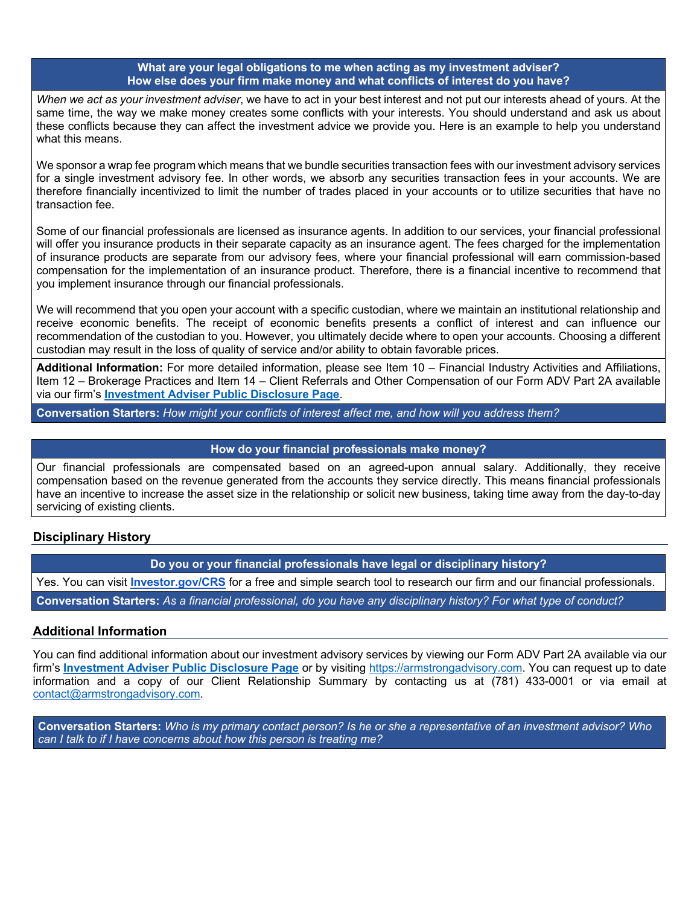### What are your legal obligations to me when acting as my investment adviser? How else does your firm make money and what conflicts of interest do you have?

*When we act as your investment adviser*, we have to act in your best interest and not put our interests ahead of yours. At the same time, the way we make money creates some conflicts with your interests. You should understand and ask us about these conflicts because they can affect the investment advice we provide you. Here is an example to help you understand what this means.

We sponsor a wrap fee program which means that we bundle securities transaction fees with our investment advisory services for a single investment advisory fee. In other words, we absorb any securities transaction fees in your accounts. We are therefore financially incentivized to limit the number of trades placed in your accounts or to utilize securities that have no transaction fee.

Some of our financial professionals are licensed as insurance agents. In addition to our services, your financial professional will offer you insurance products in their separate capacity as an insurance agent. The fees charged for the implementation of insurance products are separate from our advisory fees, where your financial professional will earn commission-based compensation for the implementation of an insurance product. Therefore, there is a financial incentive to recommend that you implement insurance through our financial professionals.

We will recommend that you open your account with a specific custodian, where we maintain an institutional relationship and receive economic benefits. The receipt of economic benefits presents a conflict of interest and can influence our recommendation of the custodian to you. However, you ultimately decide where to open your accounts. Choosing a different custodian may result in the loss of quality of service and/or ability to obtain favorable prices.

**Additional Information:** For more detailed information, please see Item 10 – Financial Industry Activities and Affiliations, Item 12 – Brokerage Practices and Item 14 – Client Referrals and Other Compensation of our Form ADV Part 2A available via our firm's **Investment Adviser Public Disclosure Page**.

**Conversation Starters:** *How might your conflicts of interest affect me, and how will you address them?*

### How do your financial professionals make money?

Our financial professionals are compensated based on an agreed-upon annual salary. Additionally, they receive compensation based on the revenue generated from the accounts they service directly. This means financial professionals have an incentive to increase the asset size in the relationship or solicit new business, taking time away from the day-to-day servicing of existing clients.

## Disciplinary History

### Do you or your financial professionals have legal or disciplinary history?

Yes. You can visit **Investor.gov/CRS** for a free and simple search tool to research our firm and our financial professionals.

**Conversation Starters:** *As a financial professional, do you have any disciplinary history? For what type of conduct?*

## Additional Information

You can find additional information about our investment advisory services by viewing our Form ADV Part 2A available via our firm's **Investment Adviser Public Disclosure Page** or by visiting https://armstrongadvisory.com. You can request up to date information and a copy of our Client Relationship Summary by contacting us at (781) 433-0001 or via email at contact@armstrongadvisory.com.

**Conversation Starters:** *Who is my primary contact person? Is he or she a representative of an investment advisor? Who can I talk to if I have concerns about how this person is treating me?*